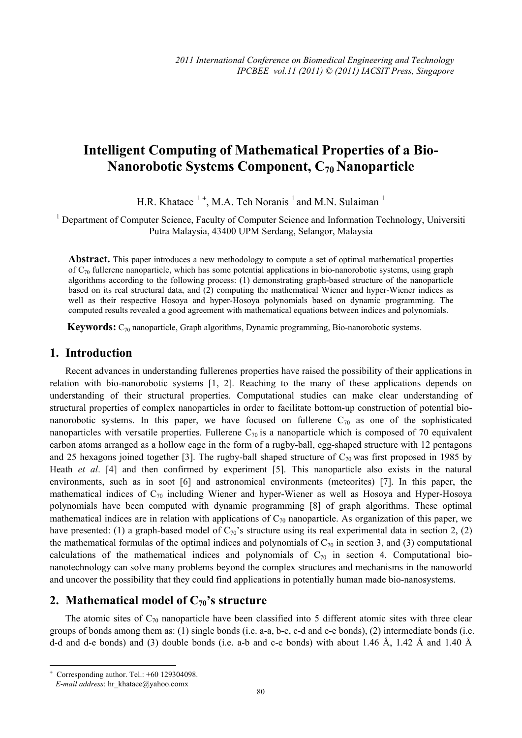# Intelligent Computing of Mathematical Properties of a Bio-Nanorobotic Systems Component, $C_{70}$ Nanoparticle

H.R. Khataee [1 +], M.A. Teh Noranis [1] and M.N. Sulaiman [1]

[1] Department of Computer Science, Faculty of Computer Science and Information Technology, Universiti Putra Malaysia, 43400 UPM Serdang, Selangor, Malaysia

**Abstract.** This paper introduces a new methodology to compute a set of optimal mathematical properties of $C_{70}$ fullerene nanoparticle, which has some potential applications in bio-nanorobotic systems, using graph algorithms according to the following process: (1) demonstrating graph-based structure of the nanoparticle based on its real structural data, and (2) computing the mathematical Wiener and hyper-Wiener indices as well as their respective Hosoya and hyper-Hosoya polynomials based on dynamic programming. The computed results revealed a good agreement with mathematical equations between indices and polynomials.

**Keywords:** $C_{70}$ nanoparticle, Graph algorithms, Dynamic programming, Bio-nanorobotic systems.

## 1. Introduction

Recent advances in understanding fullerenes properties have raised the possibility of their applications in relation with bio-nanorobotic systems [1, 2]. Reaching to the many of these applications depends on understanding of their structural properties. Computational studies can make clear understanding of structural properties of complex nanoparticles in order to facilitate bottom-up construction of potential bio-nanorobotic systems. In this paper, we have focused on fullerene $C_{70}$ as one of the sophisticated nanoparticles with versatile properties. Fullerene $C_{70}$ is a nanoparticle which is composed of 70 equivalent carbon atoms arranged as a hollow cage in the form of a rugby-ball, egg-shaped structure with 12 pentagons and 25 hexagons joined together [3]. The rugby-ball shaped structure of $C_{70}$ was first proposed in 1985 by Heath *et al*. [4] and then confirmed by experiment [5]. This nanoparticle also exists in the natural environments, such as in soot [6] and astronomical environments (meteorites) [7]. In this paper, the mathematical indices of $C_{70}$ including Wiener and hyper-Wiener as well as Hosoya and Hyper-Hosoya polynomials have been computed with dynamic programming [8] of graph algorithms. These optimal mathematical indices are in relation with applications of $C_{70}$ nanoparticle. As organization of this paper, we have presented: (1) a graph-based model of $C_{70}$'s structure using its real experimental data in section 2, (2) the mathematical formulas of the optimal indices and polynomials of $C_{70}$ in section 3, and (3) computational calculations of the mathematical indices and polynomials of $C_{70}$ in section 4. Computational bio-nanotechnology can solve many problems beyond the complex structures and mechanisms in the nanoworld and uncover the possibility that they could find applications in potentially human made bio-nanosystems.

## 2. Mathematical model of $C_{70}$'s structure

The atomic sites of $C_{70}$ nanoparticle have been classified into 5 different atomic sites with three clear groups of bonds among them as: (1) single bonds (i.e. a-a, b-c, c-d and e-e bonds), (2) intermediate bonds (i.e. d-d and d-e bonds) and (3) double bonds (i.e. a-b and c-c bonds) with about 1.46 Å, 1.42 Å and 1.40 Å

---

+ Corresponding author. Tel.: +60 129304098.
*E-mail address*: hr_khataee@yahoo.comx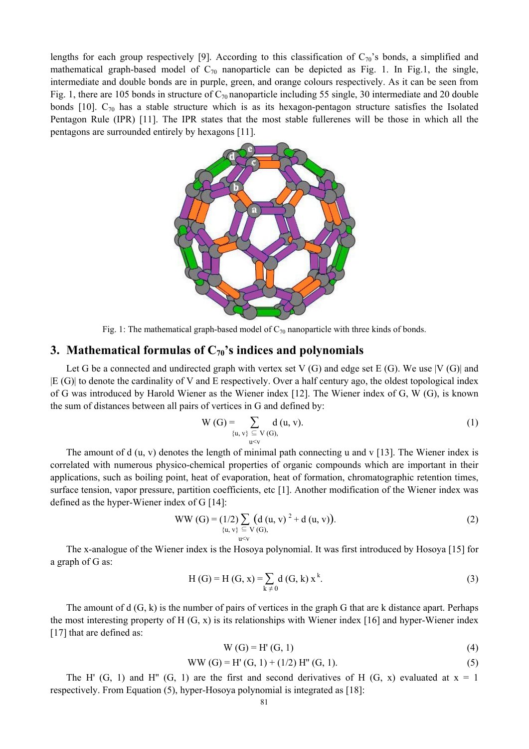lengths for each group respectively [9]. According to this classification of $C_{70}$'s bonds, a simplified and mathematical graph-based model of $C_{70}$ nanoparticle can be depicted as Fig. 1. In Fig.1, the single, intermediate and double bonds are in purple, green, and orange colours respectively. As it can be seen from Fig. 1, there are 105 bonds in structure of $C_{70}$ nanoparticle including 55 single, 30 intermediate and 20 double bonds [10]. $C_{70}$ has a stable structure which is as its hexagon-pentagon structure satisfies the Isolated Pentagon Rule (IPR) [11]. The IPR states that the most stable fullerenes will be those in which all the pentagons are surrounded entirely by hexagons [11].

Fig. 1: The mathematical graph-based model of $C_{70}$ nanoparticle with three kinds of bonds.

## 3. Mathematical formulas of $C_{70}$'s indices and polynomials

Let G be a connected and undirected graph with vertex set V (G) and edge set E (G). We use |V (G)| and |E (G)| to denote the cardinality of V and E respectively. Over a half century ago, the oldest topological index of G was introduced by Harold Wiener as the Wiener index [12]. The Wiener index of G, W (G), is known the sum of distances between all pairs of vertices in G and defined by:

$$W(G) = \sum_{\substack{\{u,v\} \subseteq V(G), \\ u<v}} d(u, v). \tag{1}$$

The amount of d (u, v) denotes the length of minimal path connecting u and v [13]. The Wiener index is correlated with numerous physico-chemical properties of organic compounds which are important in their applications, such as boiling point, heat of evaporation, heat of formation, chromatographic retention times, surface tension, vapor pressure, partition coefficients, etc [1]. Another modification of the Wiener index was defined as the hyper-Wiener index of G [14]:

$$WW(G) = (1/2) \sum_{\substack{\{u,v\} \subseteq V(G), \\ u<v}} \left( d(u, v)^2 + d(u, v) \right). \tag{2}$$

The x-analogue of the Wiener index is the Hosoya polynomial. It was first introduced by Hosoya [15] for a graph of G as:

$$H(G) = H(G, x) = \sum_{k \neq 0} d(G, k)\, x^k. \tag{3}$$

The amount of d (G, k) is the number of pairs of vertices in the graph G that are k distance apart. Perhaps the most interesting property of H (G, x) is its relationships with Wiener index [16] and hyper-Wiener index [17] that are defined as:

$$W(G) = H'(G, 1) \tag{4}$$

$$WW(G) = H'(G, 1) + (1/2)\, H''(G, 1). \tag{5}$$

The H' (G, 1) and H" (G, 1) are the first and second derivatives of H (G, x) evaluated at x = 1 respectively. From Equation (5), hyper-Hosoya polynomial is integrated as [18]: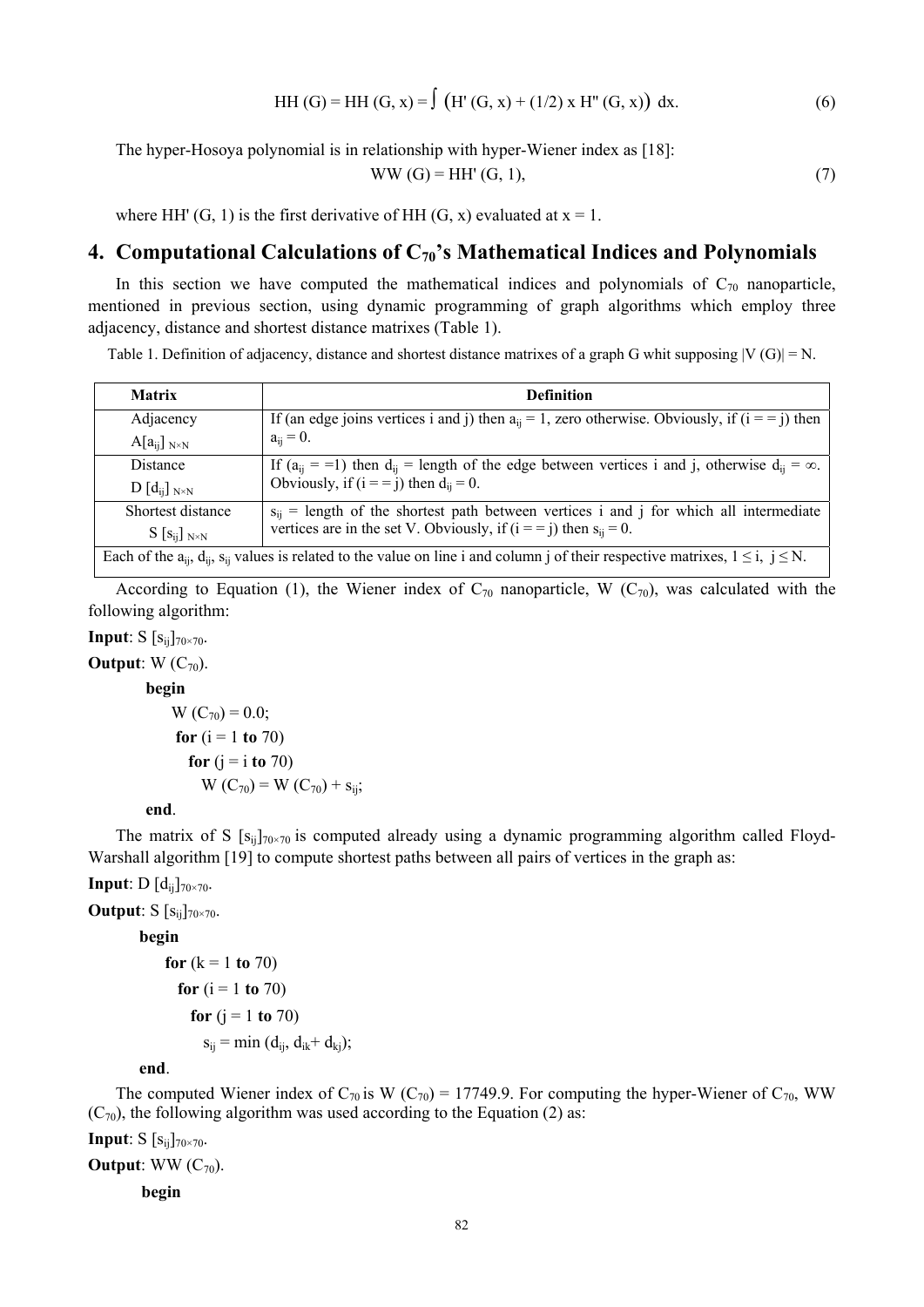$$HH (G) = HH (G, x) = \int \big(H' (G, x) + (1/2) x H'' (G, x)\big) dx. \tag{6}$$

The hyper-Hosoya polynomial is in relationship with hyper-Wiener index as [18]:

$$WW (G) = HH' (G, 1), \tag{7}$$

where HH' (G, 1) is the first derivative of HH (G, x) evaluated at x = 1.

## 4. Computational Calculations of $C_{70}$'s Mathematical Indices and Polynomials

In this section we have computed the mathematical indices and polynomials of $C_{70}$ nanoparticle, mentioned in previous section, using dynamic programming of graph algorithms which employ three adjacency, distance and shortest distance matrixes (Table 1).

Table 1. Definition of adjacency, distance and shortest distance matrixes of a graph G whit supposing |V (G)| = N.

| Matrix | Definition |
|---|---|
| Adjacency $A[a_{ij}]_{N\times N}$ | If (an edge joins vertices i and j) then $a_{ij}$ = 1, zero otherwise. Obviously, if (i = = j) then $a_{ij}$ = 0. |
| Distance $D [d_{ij}]_{N\times N}$ | If ($a_{ij}$ = =1) then $d_{ij}$ = length of the edge between vertices i and j, otherwise $d_{ij} = \infty$. Obviously, if (i = = j) then $d_{ij}$ = 0. |
| Shortest distance $S [s_{ij}]_{N\times N}$ | $s_{ij}$ = length of the shortest path between vertices i and j for which all intermediate vertices are in the set V. Obviously, if (i = = j) then $s_{ij}$ = 0. |
| Each of the $a_{ij}$, $d_{ij}$, $s_{ij}$ values is related to the value on line i and column j of their respective matrixes, $1 \le i, j \le N$. | |

According to Equation (1), the Wiener index of $C_{70}$ nanoparticle, W ($C_{70}$), was calculated with the following algorithm:

**Input**: $S [s_{ij}]_{70\times 70}$.

**Output**: W ($C_{70}$).

```
begin
    W (C70) = 0.0;
    for (i = 1 to 70)
        for (j = i to 70)
            W (C70) = W (C70) + sij;
end.
```

The matrix of $S [s_{ij}]_{70\times 70}$ is computed already using a dynamic programming algorithm called Floyd-Warshall algorithm [19] to compute shortest paths between all pairs of vertices in the graph as:

**Input**: $D [d_{ij}]_{70\times 70}$.

**Output**: $S [s_{ij}]_{70\times 70}$.

```
begin
    for (k = 1 to 70)
        for (i = 1 to 70)
            for (j = 1 to 70)
                sij = min (dij, dik+ dkj);
end.
```

The computed Wiener index of $C_{70}$ is W ($C_{70}$) = 17749.9. For computing the hyper-Wiener of $C_{70}$, WW ($C_{70}$), the following algorithm was used according to the Equation (2) as:

**Input**: $S [s_{ij}]_{70\times 70}$.

**Output**: WW ($C_{70}$).

**begin**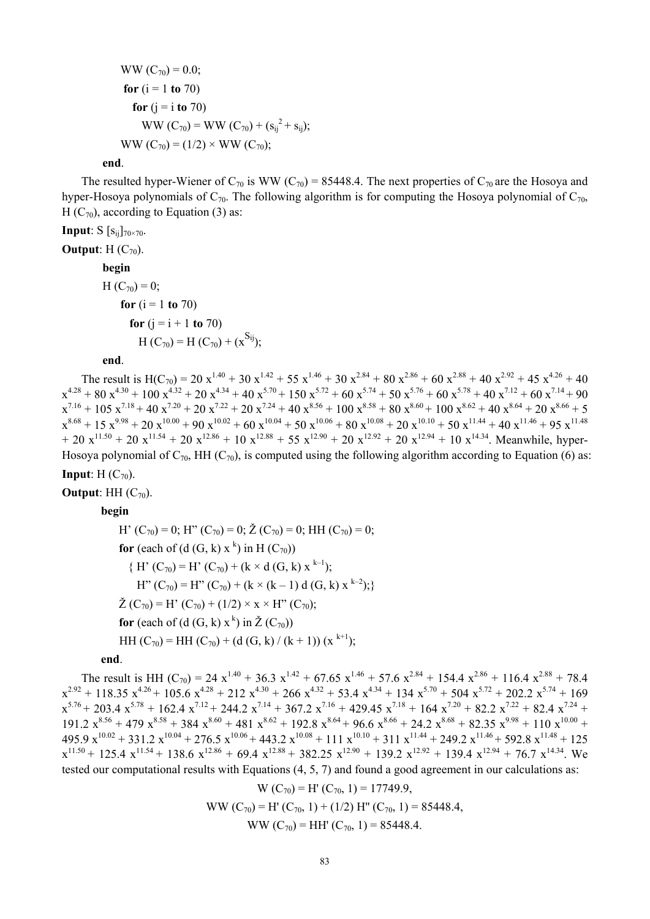```
    WW (C70) = 0.0;
    for (i = 1 to 70)
      for (j = i to 70)
        WW (C70) = WW (C70) + (sij^2 + sij);
    WW (C70) = (1/2) × WW (C70);
end.
```

The resulted hyper-Wiener of $C_{70}$ is WW ($C_{70}$) = 85448.4. The next properties of $C_{70}$ are the Hosoya and hyper-Hosoya polynomials of $C_{70}$. The following algorithm is for computing the Hosoya polynomial of $C_{70}$, H ($C_{70}$), according to Equation (3) as:

**Input**: S $[s_{ij}]_{70\times 70}$.

**Output**: H ($C_{70}$).

```
begin
  H (C70) = 0;
    for (i = 1 to 70)
      for (j = i + 1 to 70)
        H (C70) = H (C70) + (x^Sij);
end.
```

The result is H($C_{70}$) = $20\ x^{1.40} + 30\ x^{1.42} + 55\ x^{1.46} + 30\ x^{2.84} + 80\ x^{2.86} + 60\ x^{2.88} + 40\ x^{2.92} + 45\ x^{4.26} + 40\ x^{4.28} + 80\ x^{4.30} + 100\ x^{4.32} + 20\ x^{4.34} + 40\ x^{5.70} + 150\ x^{5.72} + 60\ x^{5.74} + 50\ x^{5.76} + 60\ x^{5.78} + 40\ x^{7.12} + 60\ x^{7.14} + 90\ x^{7.16} + 105\ x^{7.18} + 40\ x^{7.20} + 20\ x^{7.22} + 20\ x^{7.24} + 40\ x^{8.56} + 100\ x^{8.58} + 80\ x^{8.60} + 100\ x^{8.62} + 40\ x^{8.64} + 20\ x^{8.66} + 5\ x^{8.68} + 15\ x^{9.98} + 20\ x^{10.00} + 90\ x^{10.02} + 60\ x^{10.04} + 50\ x^{10.06} + 80\ x^{10.08} + 20\ x^{10.10} + 50\ x^{11.44} + 40\ x^{11.46} + 95\ x^{11.48} + 20\ x^{11.50} + 20\ x^{11.54} + 20\ x^{12.86} + 10\ x^{12.88} + 55\ x^{12.90} + 20\ x^{12.92} + 20\ x^{12.94} + 10\ x^{14.34}$. Meanwhile, hyper-Hosoya polynomial of $C_{70}$, HH ($C_{70}$), is computed using the following algorithm according to Equation (6) as:

**Input**: H ($C_{70}$).

**Output**: HH ($C_{70}$).

```
begin
  H' (C70) = 0; H'' (C70) = 0; Ž (C70) = 0; HH (C70) = 0;
  for (each of (d (G, k) x^k) in H (C70))
    { H' (C70) = H' (C70) + (k × d (G, k) x^(k–1));
      H'' (C70) = H'' (C70) + (k × (k – 1) d (G, k) x^(k–2));}
  Ž (C70) = H' (C70) + (1/2) × x × H'' (C70);
  for (each of (d (G, k) x^k) in Ž (C70))
  HH (C70) = HH (C70) + (d (G, k) / (k + 1)) (x^(k+1));
end.
```

The result is HH ($C_{70}$) = $24\ x^{1.40} + 36.3\ x^{1.42} + 67.65\ x^{1.46} + 57.6\ x^{2.84} + 154.4\ x^{2.86} + 116.4\ x^{2.88} + 78.4\ x^{2.92} + 118.35\ x^{4.26} + 105.6\ x^{4.28} + 212\ x^{4.30} + 266\ x^{4.32} + 53.4\ x^{4.34} + 134\ x^{5.70} + 504\ x^{5.72} + 202.2\ x^{5.74} + 169\ x^{5.76} + 203.4\ x^{5.78} + 162.4\ x^{7.12} + 244.2\ x^{7.14} + 367.2\ x^{7.16} + 429.45\ x^{7.18} + 164\ x^{7.20} + 82.2\ x^{7.22} + 82.4\ x^{7.24} + 191.2\ x^{8.56} + 479\ x^{8.58} + 384\ x^{8.60} + 481\ x^{8.62} + 192.8\ x^{8.64} + 96.6\ x^{8.66} + 24.2\ x^{8.68} + 82.35\ x^{9.98} + 110\ x^{10.00} + 495.9\ x^{10.02} + 331.2\ x^{10.04} + 276.5\ x^{10.06} + 443.2\ x^{10.08} + 111\ x^{10.10} + 311\ x^{11.44} + 249.2\ x^{11.46} + 592.8\ x^{11.48} + 125\ x^{11.50} + 125.4\ x^{11.54} + 138.6\ x^{12.86} + 69.4\ x^{12.88} + 382.25\ x^{12.90} + 139.2\ x^{12.92} + 139.4\ x^{12.94} + 76.7\ x^{14.34}$. We tested our computational results with Equations (4, 5, 7) and found a good agreement in our calculations as:

$$W (C_{70}) = H' (C_{70}, 1) = 17749.9,$$

$$WW (C_{70}) = H' (C_{70}, 1) + (1/2)\ H'' (C_{70}, 1) = 85448.4,$$

$$WW (C_{70}) = HH' (C_{70}, 1) = 85448.4.$$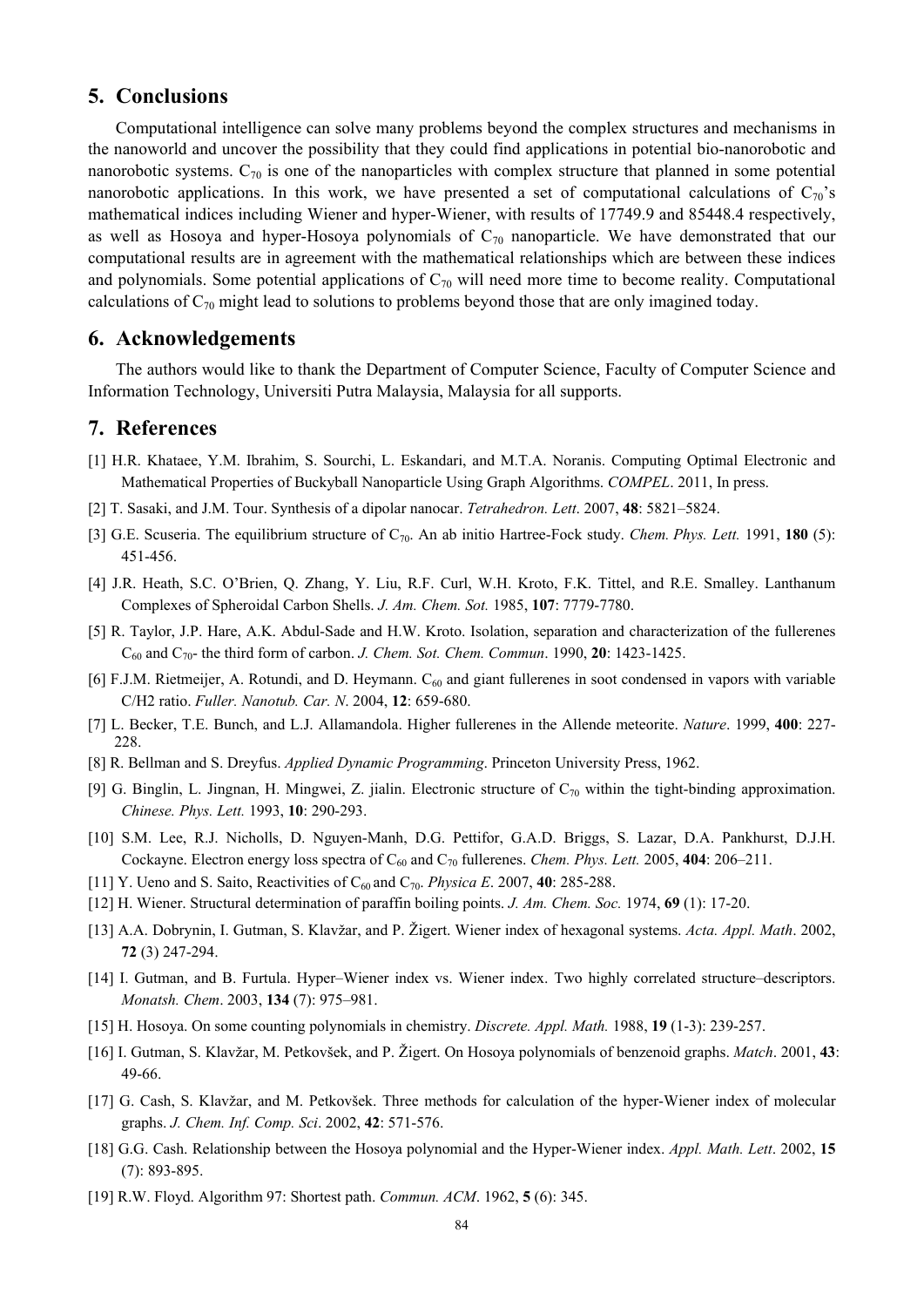## 5. Conclusions

Computational intelligence can solve many problems beyond the complex structures and mechanisms in the nanoworld and uncover the possibility that they could find applications in potential bio-nanorobotic and nanorobotic systems. $C_{70}$ is one of the nanoparticles with complex structure that planned in some potential nanorobotic applications. In this work, we have presented a set of computational calculations of $C_{70}$'s mathematical indices including Wiener and hyper-Wiener, with results of 17749.9 and 85448.4 respectively, as well as Hosoya and hyper-Hosoya polynomials of $C_{70}$ nanoparticle. We have demonstrated that our computational results are in agreement with the mathematical relationships which are between these indices and polynomials. Some potential applications of $C_{70}$ will need more time to become reality. Computational calculations of $C_{70}$ might lead to solutions to problems beyond those that are only imagined today.

## 6. Acknowledgements

The authors would like to thank the Department of Computer Science, Faculty of Computer Science and Information Technology, Universiti Putra Malaysia, Malaysia for all supports.

## 7. References

[1] H.R. Khataee, Y.M. Ibrahim, S. Sourchi, L. Eskandari, and M.T.A. Noranis. Computing Optimal Electronic and Mathematical Properties of Buckyball Nanoparticle Using Graph Algorithms. *COMPEL*. 2011, In press.

[2] T. Sasaki, and J.M. Tour. Synthesis of a dipolar nanocar. *Tetrahedron. Lett*. 2007, **48**: 5821–5824.

[3] G.E. Scuseria. The equilibrium structure of $C_{70}$. An ab initio Hartree-Fock study. *Chem. Phys. Lett.* 1991, **180** (5): 451-456.

[4] J.R. Heath, S.C. O'Brien, Q. Zhang, Y. Liu, R.F. Curl, W.H. Kroto, F.K. Tittel, and R.E. Smalley. Lanthanum Complexes of Spheroidal Carbon Shells. *J. Am. Chem. Sot.* 1985, **107**: 7779-7780.

[5] R. Taylor, J.P. Hare, A.K. Abdul-Sade and H.W. Kroto. Isolation, separation and characterization of the fullerenes $C_{60}$ and $C_{70}$- the third form of carbon. *J. Chem. Sot. Chem. Commun*. 1990, **20**: 1423-1425.

[6] F.J.M. Rietmeijer, A. Rotundi, and D. Heymann. $C_{60}$ and giant fullerenes in soot condensed in vapors with variable C/H2 ratio. *Fuller. Nanotub. Car. N*. 2004, **12**: 659-680.

[7] L. Becker, T.E. Bunch, and L.J. Allamandola. Higher fullerenes in the Allende meteorite. *Nature*. 1999, **400**: 227-228.

[8] R. Bellman and S. Dreyfus. *Applied Dynamic Programming*. Princeton University Press, 1962.

[9] G. Binglin, L. Jingnan, H. Mingwei, Z. jialin. Electronic structure of $C_{70}$ within the tight-binding approximation. *Chinese. Phys. Lett.* 1993, **10**: 290-293.

[10] S.M. Lee, R.J. Nicholls, D. Nguyen-Manh, D.G. Pettifor, G.A.D. Briggs, S. Lazar, D.A. Pankhurst, D.J.H. Cockayne. Electron energy loss spectra of $C_{60}$ and $C_{70}$ fullerenes. *Chem. Phys. Lett.* 2005, **404**: 206–211.

[11] Y. Ueno and S. Saito, Reactivities of $C_{60}$ and $C_{70}$. *Physica E*. 2007, **40**: 285-288.

[12] H. Wiener. Structural determination of paraffin boiling points. *J. Am. Chem. Soc.* 1974, **69** (1): 17-20.

[13] A.A. Dobrynin, I. Gutman, S. Klavžar, and P. Žigert. Wiener index of hexagonal systems. *Acta. Appl. Math*. 2002, **72** (3) 247-294.

[14] I. Gutman, and B. Furtula. Hyper–Wiener index vs. Wiener index. Two highly correlated structure–descriptors. *Monatsh. Chem*. 2003, **134** (7): 975–981.

[15] H. Hosoya. On some counting polynomials in chemistry. *Discrete. Appl. Math.* 1988, **19** (1-3): 239-257.

[16] I. Gutman, S. Klavžar, M. Petkovšek, and P. Žigert. On Hosoya polynomials of benzenoid graphs. *Match*. 2001, **43**: 49-66.

[17] G. Cash, S. Klavžar, and M. Petkovšek. Three methods for calculation of the hyper-Wiener index of molecular graphs. *J. Chem. Inf. Comp. Sci*. 2002, **42**: 571-576.

[18] G.G. Cash. Relationship between the Hosoya polynomial and the Hyper-Wiener index. *Appl. Math. Lett*. 2002, **15** (7): 893-895.

[19] R.W. Floyd. Algorithm 97: Shortest path. *Commun. ACM*. 1962, **5** (6): 345.